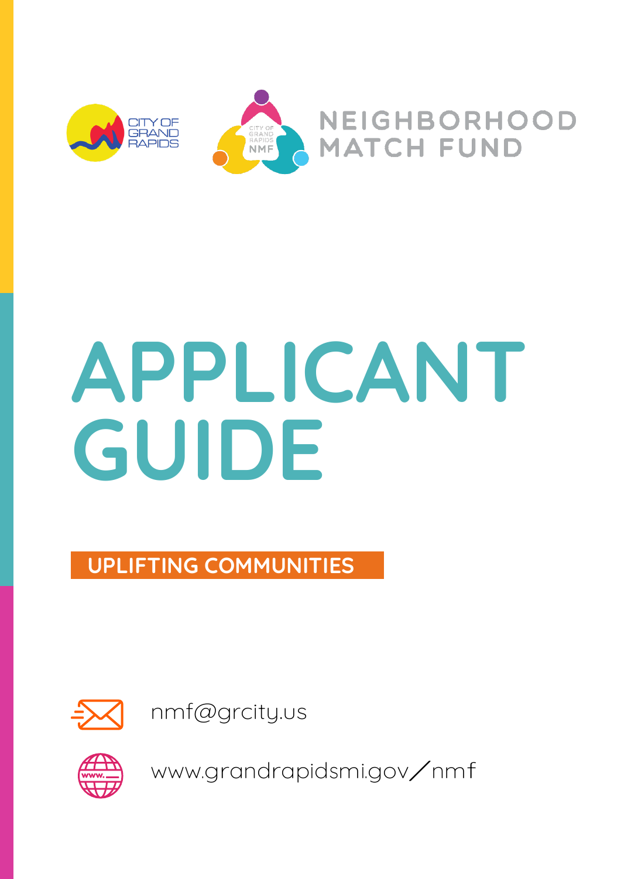CITY OF GRAND RAPIDS

NEIGHBORHOOD MATCH FUND

# APPLICANT GUIDE

**UPLIFTING COMMUNITIES**

nmf@grcity.us

www.grandrapidsmi.gov/nmf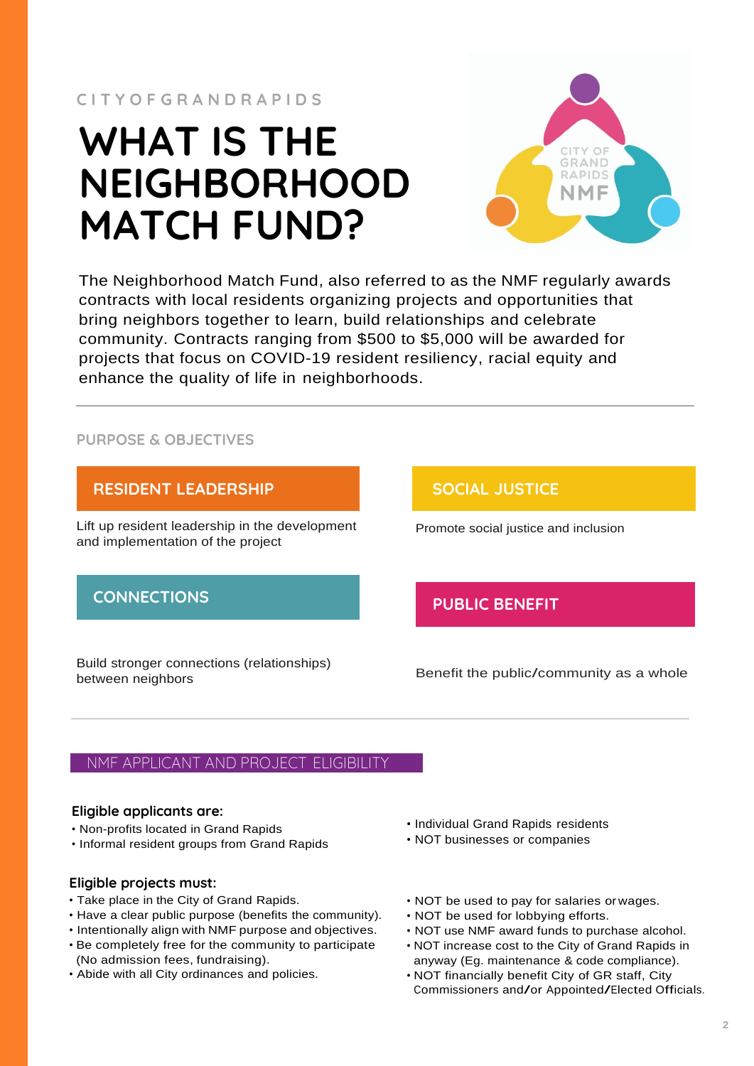CITY OF GRAND RAPIDS

# WHAT IS THE NEIGHBORHOOD MATCH FUND?

The Neighborhood Match Fund, also referred to as the NMF regularly awards contracts with local residents organizing projects and opportunities that bring neighbors together to learn, build relationships and celebrate community. Contracts ranging from $500 to $5,000 will be awarded for projects that focus on COVID-19 resident resiliency, racial equity and enhance the quality of life in neighborhoods.

## PURPOSE & OBJECTIVES

### RESIDENT LEADERSHIP

Lift up resident leadership in the development and implementation of the project

### SOCIAL JUSTICE

Promote social justice and inclusion

### CONNECTIONS

Build stronger connections (relationships) between neighbors

### PUBLIC BENEFIT

Benefit the public/community as a whole

## NMF APPLICANT AND PROJECT ELIGIBILITY

**Eligible applicants are:**

- Non-profits located in Grand Rapids
- Informal resident groups from Grand Rapids
- Individual Grand Rapids residents
- NOT businesses or companies

**Eligible projects must:**

- Take place in the City of Grand Rapids.
- Have a clear public purpose (benefits the community).
- Intentionally align with NMF purpose and objectives.
- Be completely free for the community to participate (No admission fees, fundraising).
- Abide with all City ordinances and policies.
- NOT be used to pay for salaries or wages.
- NOT be used for lobbying efforts.
- NOT use NMF award funds to purchase alcohol.
- NOT increase cost to the City of Grand Rapids in anyway (Eg. maintenance & code compliance).
- NOT financially benefit City of GR staff, City Commissioners and/or Appointed/Elected Officials.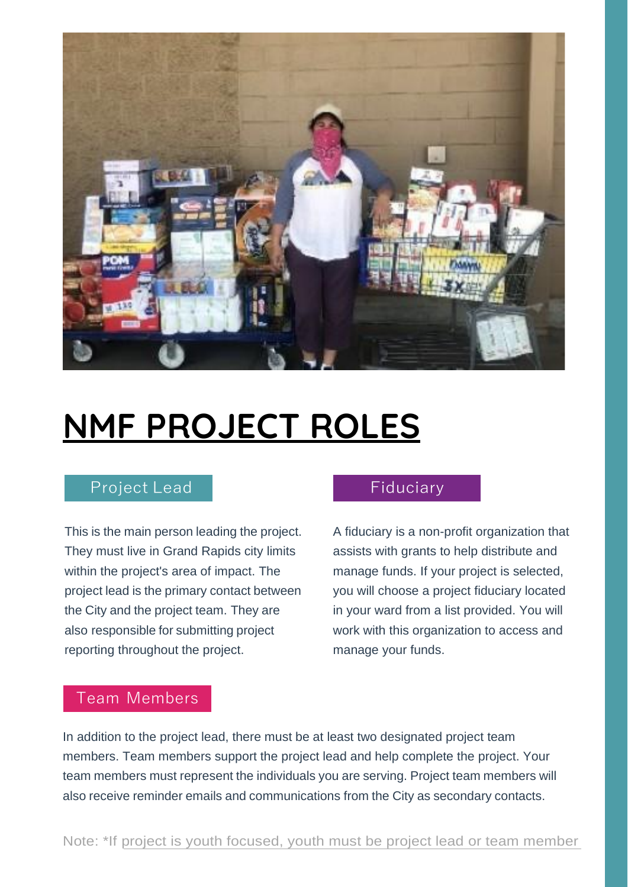# NMF PROJECT ROLES

## Project Lead

This is the main person leading the project. They must live in Grand Rapids city limits within the project's area of impact. The project lead is the primary contact between the City and the project team. They are also responsible for submitting project reporting throughout the project.

## Fiduciary

A fiduciary is a non-profit organization that assists with grants to help distribute and manage funds. If your project is selected, you will choose a project fiduciary located in your ward from a list provided. You will work with this organization to access and manage your funds.

## Team Members

In addition to the project lead, there must be at least two designated project team members. Team members support the project lead and help complete the project. Your team members must represent the individuals you are serving. Project team members will also receive reminder emails and communications from the City as secondary contacts.

Note: *If project is youth focused, youth must be project lead or team member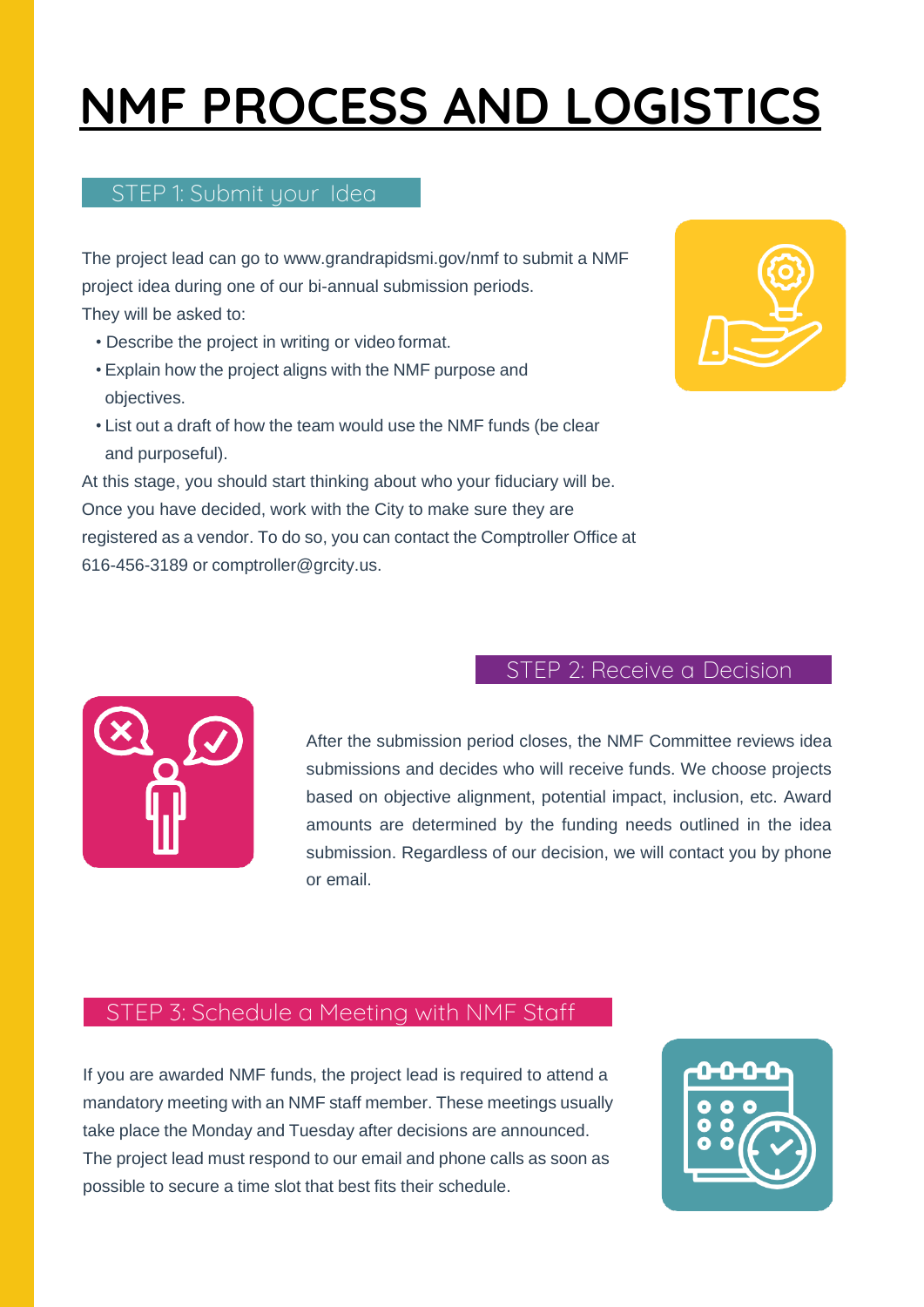# NMF PROCESS AND LOGISTICS

## STEP 1: Submit your Idea

The project lead can go to www.grandrapidsmi.gov/nmf to submit a NMF project idea during one of our bi-annual submission periods.
They will be asked to:

- Describe the project in writing or video format.
- Explain how the project aligns with the NMF purpose and objectives.
- List out a draft of how the team would use the NMF funds (be clear and purposeful).

At this stage, you should start thinking about who your fiduciary will be. Once you have decided, work with the City to make sure they are registered as a vendor. To do so, you can contact the Comptroller Office at 616-456-3189 or comptroller@grcity.us.

## STEP 2: Receive a Decision

After the submission period closes, the NMF Committee reviews idea submissions and decides who will receive funds. We choose projects based on objective alignment, potential impact, inclusion, etc. Award amounts are determined by the funding needs outlined in the idea submission. Regardless of our decision, we will contact you by phone or email.

## STEP 3: Schedule a Meeting with NMF Staff

If you are awarded NMF funds, the project lead is required to attend a mandatory meeting with an NMF staff member. These meetings usually take place the Monday and Tuesday after decisions are announced. The project lead must respond to our email and phone calls as soon as possible to secure a time slot that best fits their schedule.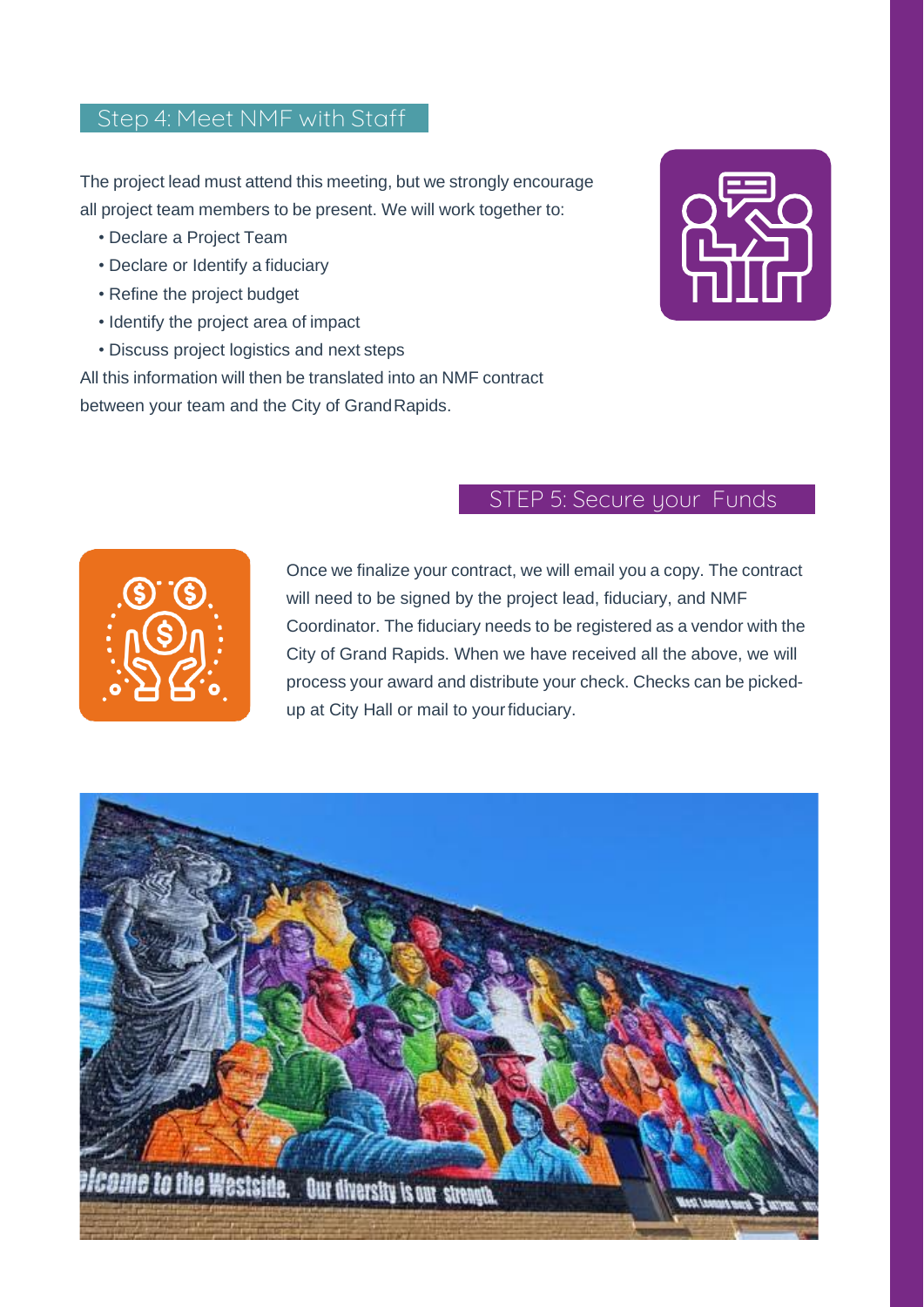## Step 4: Meet NMF with Staff

The project lead must attend this meeting, but we strongly encourage all project team members to be present. We will work together to:

- Declare a Project Team
- Declare or Identify a fiduciary
- Refine the project budget
- Identify the project area of impact
- Discuss project logistics and next steps

All this information will then be translated into an NMF contract between your team and the City of Grand Rapids.

## STEP 5: Secure your Funds

Once we finalize your contract, we will email you a copy. The contract will need to be signed by the project lead, fiduciary, and NMF Coordinator. The fiduciary needs to be registered as a vendor with the City of Grand Rapids. When we have received all the above, we will process your award and distribute your check. Checks can be picked-up at City Hall or mail to your fiduciary.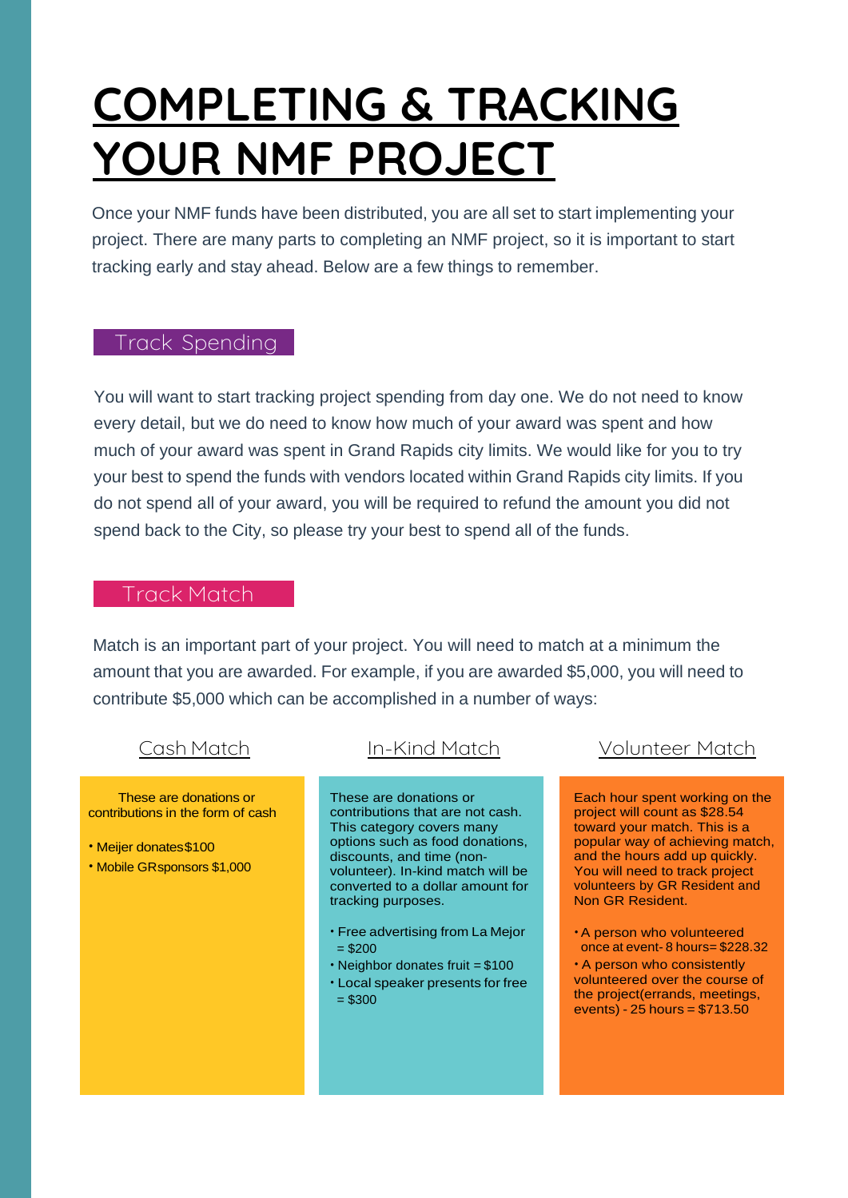# COMPLETING & TRACKING YOUR NMF PROJECT

Once your NMF funds have been distributed, you are all set to start implementing your project. There are many parts to completing an NMF project, so it is important to start tracking early and stay ahead. Below are a few things to remember.

## Track Spending

You will want to start tracking project spending from day one. We do not need to know every detail, but we do need to know how much of your award was spent and how much of your award was spent in Grand Rapids city limits. We would like for you to try your best to spend the funds with vendors located within Grand Rapids city limits. If you do not spend all of your award, you will be required to refund the amount you did not spend back to the City, so please try your best to spend all of the funds.

## Track Match

Match is an important part of your project. You will need to match at a minimum the amount that you are awarded. For example, if you are awarded $5,000, you will need to contribute $5,000 which can be accomplished in a number of ways:

### Cash Match

These are donations or contributions in the form of cash

- Meijer donates $100
- Mobile GR sponsors $1,000

### In-Kind Match

These are donations or contributions that are not cash. This category covers many options such as food donations, discounts, and time (non-volunteer). In-kind match will be converted to a dollar amount for tracking purposes.

- Free advertising from La Mejor = $200
- Neighbor donates fruit = $100
- Local speaker presents for free = $300

### Volunteer Match

Each hour spent working on the project will count as $28.54 toward your match. This is a popular way of achieving match, and the hours add up quickly. You will need to track project volunteers by GR Resident and Non GR Resident.

- A person who volunteered once at event- 8 hours= $228.32
- A person who consistently volunteered over the course of the project(errands, meetings, events) - 25 hours = $713.50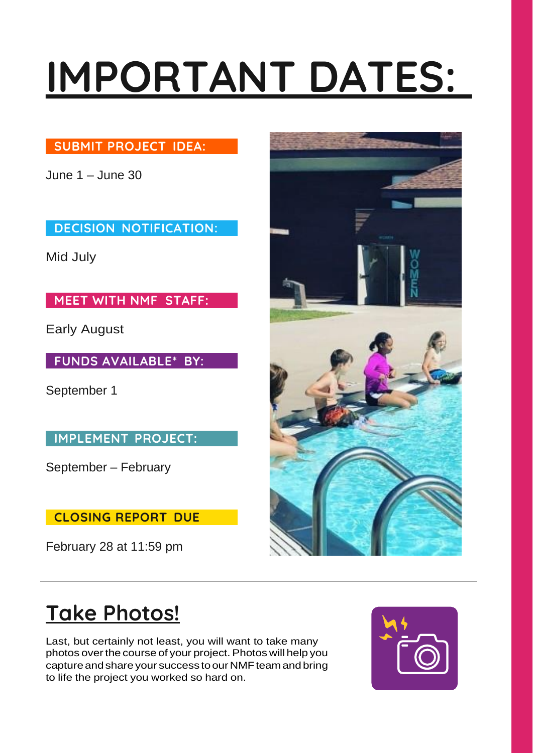# IMPORTANT DATES:

**SUBMIT PROJECT IDEA:**

June 1 – June 30

**DECISION NOTIFICATION:**

Mid July

**MEET WITH NMF STAFF:**

Early August

**FUNDS AVAILABLE* BY:**

September 1

**IMPLEMENT PROJECT:**

September – February

**CLOSING REPORT DUE**

February 28 at 11:59 pm

---

## Take Photos!

Last, but certainly not least, you will want to take many photos over the course of your project. Photos will help you capture and share your success to our NMF team and bring to life the project you worked so hard on.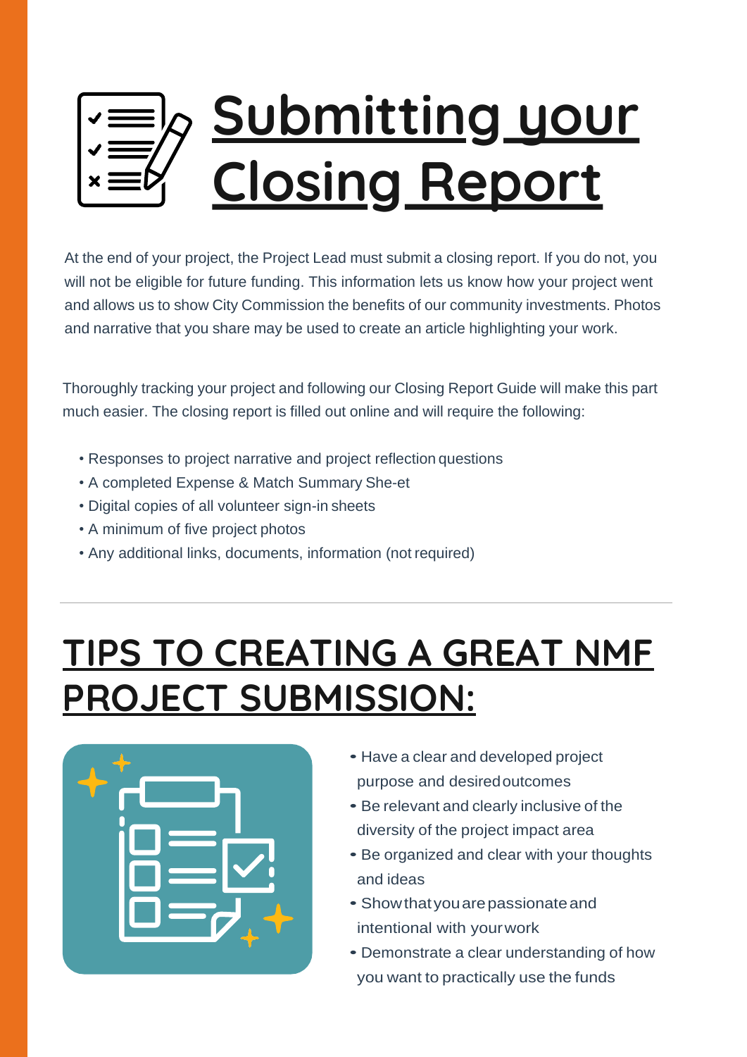# Submitting your Closing Report

At the end of your project, the Project Lead must submit a closing report. If you do not, you will not be eligible for future funding. This information lets us know how your project went and allows us to show City Commission the benefits of our community investments. Photos and narrative that you share may be used to create an article highlighting your work.

Thoroughly tracking your project and following our Closing Report Guide will make this part much easier. The closing report is filled out online and will require the following:

- Responses to project narrative and project reflection questions
- A completed Expense & Match Summary She-et
- Digital copies of all volunteer sign-in sheets
- A minimum of five project photos
- Any additional links, documents, information (not required)

---

## TIPS TO CREATING A GREAT NMF PROJECT SUBMISSION:

- Have a clear and developed project purpose and desired outcomes
- Be relevant and clearly inclusive of the diversity of the project impact area
- Be organized and clear with your thoughts and ideas
- Show that you are passionate and intentional with your work
- Demonstrate a clear understanding of how you want to practically use the funds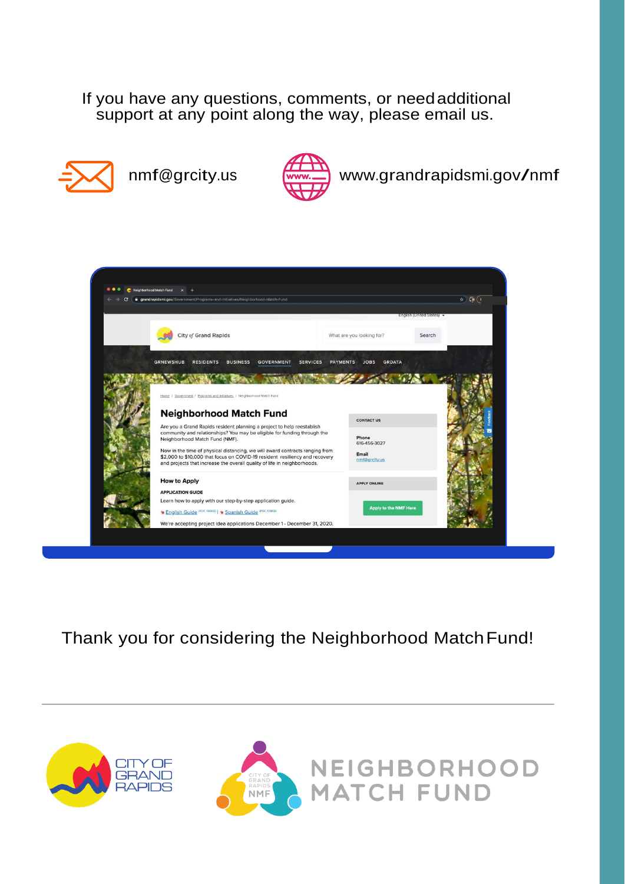If you have any questions, comments, or need additional support at any point along the way, please email us.

nmf@grcity.us

www.grandrapidsmi.gov/nmf

Thank you for considering the Neighborhood Match Fund!

CITY OF GRAND RAPIDS

NEIGHBORHOOD MATCH FUND